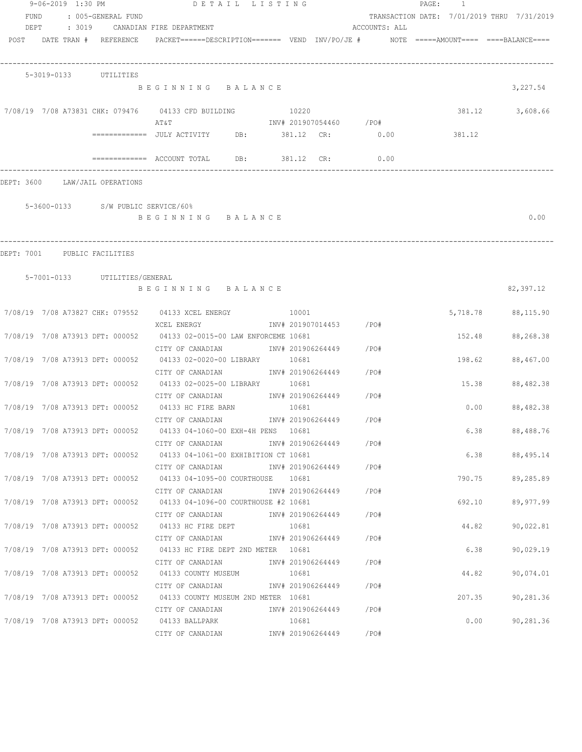9-06-2019 1:30 PM DETAIL LISTING PAGE: 1

FUND : 005-GENERAL FUND TRANSACTION DATE: 7/01/2019 THRU 7/31/2019

DEPT : 3019 CANADIAN FIRE DEPARTMENT ACCOUNTS: ALL

| POST | DATE TRAN # | REFERENCE | PACKET======DESCRIPTION======= | VEND | INV/PO/JE # | NOTE | =====AMOUNT==== | ====BALANCE==== |
|---|---|---|---|---|---|---|---|---|

## 5-3019-0133 UTILITIES

BEGINNING BALANCE 3,227.54

| POST | DATE TRAN # | REFERENCE | DESCRIPTION | VEND | INV/PO/JE # | NOTE | AMOUNT | BALANCE |
|---|---|---|---|---|---|---|---|---|
| 7/08/19 | 7/08 A73831 | CHK: 079476 | 04133 CFD BUILDING / AT&T | 10220 | INV# 201907054460 /PO# | | 381.12 | 3,608.66 |

============= JULY ACTIVITY DB: 381.12 CR: 0.00 381.12

============= ACCOUNT TOTAL DB: 381.12 CR: 0.00

DEPT: 3600 LAW/JAIL OPERATIONS

## 5-3600-0133 S/W PUBLIC SERVICE/60%

BEGINNING BALANCE 0.00

DEPT: 7001 PUBLIC FACILITIES

## 5-7001-0133 UTILITIES/GENERAL

BEGINNING BALANCE 82,397.12

| POST | DATE TRAN # | REFERENCE | DESCRIPTION | VEND | INV/PO/JE # | NOTE | AMOUNT | BALANCE |
|---|---|---|---|---|---|---|---|---|
| 7/08/19 | 7/08 A73827 | CHK: 079552 | 04133 XCEL ENERGY / XCEL ENERGY | 10001 | INV# 201907014453 /PO# | | 5,718.78 | 88,115.90 |
| 7/08/19 | 7/08 A73913 | DFT: 000052 | 04133 02-0015-00 LAW ENFORCEME / CITY OF CANADIAN | 10681 | INV# 201906264449 /PO# | | 152.48 | 88,268.38 |
| 7/08/19 | 7/08 A73913 | DFT: 000052 | 04133 02-0020-00 LIBRARY / CITY OF CANADIAN | 10681 | INV# 201906264449 /PO# | | 198.62 | 88,467.00 |
| 7/08/19 | 7/08 A73913 | DFT: 000052 | 04133 02-0025-00 LIBRARY / CITY OF CANADIAN | 10681 | INV# 201906264449 /PO# | | 15.38 | 88,482.38 |
| 7/08/19 | 7/08 A73913 | DFT: 000052 | 04133 HC FIRE BARN / CITY OF CANADIAN | 10681 | INV# 201906264449 /PO# | | 0.00 | 88,482.38 |
| 7/08/19 | 7/08 A73913 | DFT: 000052 | 04133 04-1060-00 EXH-4H PENS / CITY OF CANADIAN | 10681 | INV# 201906264449 /PO# | | 6.38 | 88,488.76 |
| 7/08/19 | 7/08 A73913 | DFT: 000052 | 04133 04-1061-00 EXHIBITION CT / CITY OF CANADIAN | 10681 | INV# 201906264449 /PO# | | 6.38 | 88,495.14 |
| 7/08/19 | 7/08 A73913 | DFT: 000052 | 04133 04-1095-00 COURTHOUSE / CITY OF CANADIAN | 10681 | INV# 201906264449 /PO# | | 790.75 | 89,285.89 |
| 7/08/19 | 7/08 A73913 | DFT: 000052 | 04133 04-1096-00 COURTHOUSE #2 / CITY OF CANADIAN | 10681 | INV# 201906264449 /PO# | | 692.10 | 89,977.99 |
| 7/08/19 | 7/08 A73913 | DFT: 000052 | 04133 HC FIRE DEPT / CITY OF CANADIAN | 10681 | INV# 201906264449 /PO# | | 44.82 | 90,022.81 |
| 7/08/19 | 7/08 A73913 | DFT: 000052 | 04133 HC FIRE DEPT 2ND METER / CITY OF CANADIAN | 10681 | INV# 201906264449 /PO# | | 6.38 | 90,029.19 |
| 7/08/19 | 7/08 A73913 | DFT: 000052 | 04133 COUNTY MUSEUM / CITY OF CANADIAN | 10681 | INV# 201906264449 /PO# | | 44.82 | 90,074.01 |
| 7/08/19 | 7/08 A73913 | DFT: 000052 | 04133 COUNTY MUSEUM 2ND METER / CITY OF CANADIAN | 10681 | INV# 201906264449 /PO# | | 207.35 | 90,281.36 |
| 7/08/19 | 7/08 A73913 | DFT: 000052 | 04133 BALLPARK / CITY OF CANADIAN | 10681 | INV# 201906264449 /PO# | | 0.00 | 90,281.36 |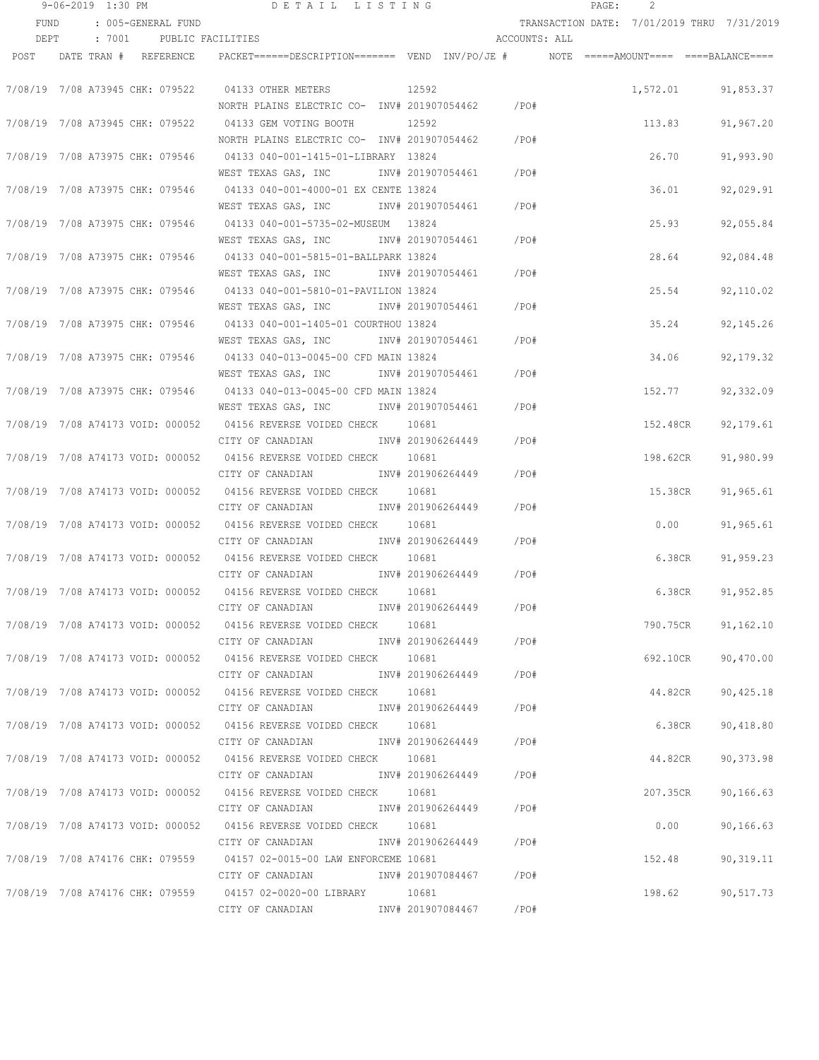DETAIL LISTING

FUND : 005-GENERAL FUND — TRANSACTION DATE: 7/01/2019 THRU 7/31/2019

DEPT : 7001 PUBLIC FACILITIES — ACCOUNTS: ALL

| POST | DATE | TRAN # | REFERENCE | PACKET | DESCRIPTION | VEND | INV/PO/JE # | NOTE | AMOUNT | BALANCE |
|---|---|---|---|---|---|---|---|---|---|---|
| 7/08/19 | 7/08 | A73945 | CHK: 079522 | 04133 | OTHER METERS / NORTH PLAINS ELECTRIC CO- | 12592 | INV# 201907054462 /PO# | | 1,572.01 | 91,853.37 |
| 7/08/19 | 7/08 | A73945 | CHK: 079522 | 04133 | GEM VOTING BOOTH / NORTH PLAINS ELECTRIC CO- | 12592 | INV# 201907054462 /PO# | | 113.83 | 91,967.20 |
| 7/08/19 | 7/08 | A73975 | CHK: 079546 | 04133 | 040-001-1415-01-LIBRARY / WEST TEXAS GAS, INC | 13824 | INV# 201907054461 /PO# | | 26.70 | 91,993.90 |
| 7/08/19 | 7/08 | A73975 | CHK: 079546 | 04133 | 040-001-4000-01 EX CENTE / WEST TEXAS GAS, INC | 13824 | INV# 201907054461 /PO# | | 36.01 | 92,029.91 |
| 7/08/19 | 7/08 | A73975 | CHK: 079546 | 04133 | 040-001-5735-02-MUSEUM / WEST TEXAS GAS, INC | 13824 | INV# 201907054461 /PO# | | 25.93 | 92,055.84 |
| 7/08/19 | 7/08 | A73975 | CHK: 079546 | 04133 | 040-001-5815-01-BALLPARK / WEST TEXAS GAS, INC | 13824 | INV# 201907054461 /PO# | | 28.64 | 92,084.48 |
| 7/08/19 | 7/08 | A73975 | CHK: 079546 | 04133 | 040-001-5810-01-PAVILION / WEST TEXAS GAS, INC | 13824 | INV# 201907054461 /PO# | | 25.54 | 92,110.02 |
| 7/08/19 | 7/08 | A73975 | CHK: 079546 | 04133 | 040-001-1405-01 COURTHOU / WEST TEXAS GAS, INC | 13824 | INV# 201907054461 /PO# | | 35.24 | 92,145.26 |
| 7/08/19 | 7/08 | A73975 | CHK: 079546 | 04133 | 040-013-0045-00 CFD MAIN / WEST TEXAS GAS, INC | 13824 | INV# 201907054461 /PO# | | 34.06 | 92,179.32 |
| 7/08/19 | 7/08 | A73975 | CHK: 079546 | 04133 | 040-013-0045-00 CFD MAIN / WEST TEXAS GAS, INC | 13824 | INV# 201907054461 /PO# | | 152.77 | 92,332.09 |
| 7/08/19 | 7/08 | A74173 | VOID: 000052 | 04156 | REVERSE VOIDED CHECK / CITY OF CANADIAN | 10681 | INV# 201906264449 /PO# | | 152.48CR | 92,179.61 |
| 7/08/19 | 7/08 | A74173 | VOID: 000052 | 04156 | REVERSE VOIDED CHECK / CITY OF CANADIAN | 10681 | INV# 201906264449 /PO# | | 198.62CR | 91,980.99 |
| 7/08/19 | 7/08 | A74173 | VOID: 000052 | 04156 | REVERSE VOIDED CHECK / CITY OF CANADIAN | 10681 | INV# 201906264449 /PO# | | 15.38CR | 91,965.61 |
| 7/08/19 | 7/08 | A74173 | VOID: 000052 | 04156 | REVERSE VOIDED CHECK / CITY OF CANADIAN | 10681 | INV# 201906264449 /PO# | | 0.00 | 91,965.61 |
| 7/08/19 | 7/08 | A74173 | VOID: 000052 | 04156 | REVERSE VOIDED CHECK / CITY OF CANADIAN | 10681 | INV# 201906264449 /PO# | | 6.38CR | 91,959.23 |
| 7/08/19 | 7/08 | A74173 | VOID: 000052 | 04156 | REVERSE VOIDED CHECK / CITY OF CANADIAN | 10681 | INV# 201906264449 /PO# | | 6.38CR | 91,952.85 |
| 7/08/19 | 7/08 | A74173 | VOID: 000052 | 04156 | REVERSE VOIDED CHECK / CITY OF CANADIAN | 10681 | INV# 201906264449 /PO# | | 790.75CR | 91,162.10 |
| 7/08/19 | 7/08 | A74173 | VOID: 000052 | 04156 | REVERSE VOIDED CHECK / CITY OF CANADIAN | 10681 | INV# 201906264449 /PO# | | 692.10CR | 90,470.00 |
| 7/08/19 | 7/08 | A74173 | VOID: 000052 | 04156 | REVERSE VOIDED CHECK / CITY OF CANADIAN | 10681 | INV# 201906264449 /PO# | | 44.82CR | 90,425.18 |
| 7/08/19 | 7/08 | A74173 | VOID: 000052 | 04156 | REVERSE VOIDED CHECK / CITY OF CANADIAN | 10681 | INV# 201906264449 /PO# | | 6.38CR | 90,418.80 |
| 7/08/19 | 7/08 | A74173 | VOID: 000052 | 04156 | REVERSE VOIDED CHECK / CITY OF CANADIAN | 10681 | INV# 201906264449 /PO# | | 44.82CR | 90,373.98 |
| 7/08/19 | 7/08 | A74173 | VOID: 000052 | 04156 | REVERSE VOIDED CHECK / CITY OF CANADIAN | 10681 | INV# 201906264449 /PO# | | 207.35CR | 90,166.63 |
| 7/08/19 | 7/08 | A74173 | VOID: 000052 | 04156 | REVERSE VOIDED CHECK / CITY OF CANADIAN | 10681 | INV# 201906264449 /PO# | | 0.00 | 90,166.63 |
| 7/08/19 | 7/08 | A74176 | CHK: 079559 | 04157 | 02-0015-00 LAW ENFORCEME / CITY OF CANADIAN | 10681 | INV# 201907084467 /PO# | | 152.48 | 90,319.11 |
| 7/08/19 | 7/08 | A74176 | CHK: 079559 | 04157 | 02-0020-00 LIBRARY / CITY OF CANADIAN | 10681 | INV# 201907084467 /PO# | | 198.62 | 90,517.73 |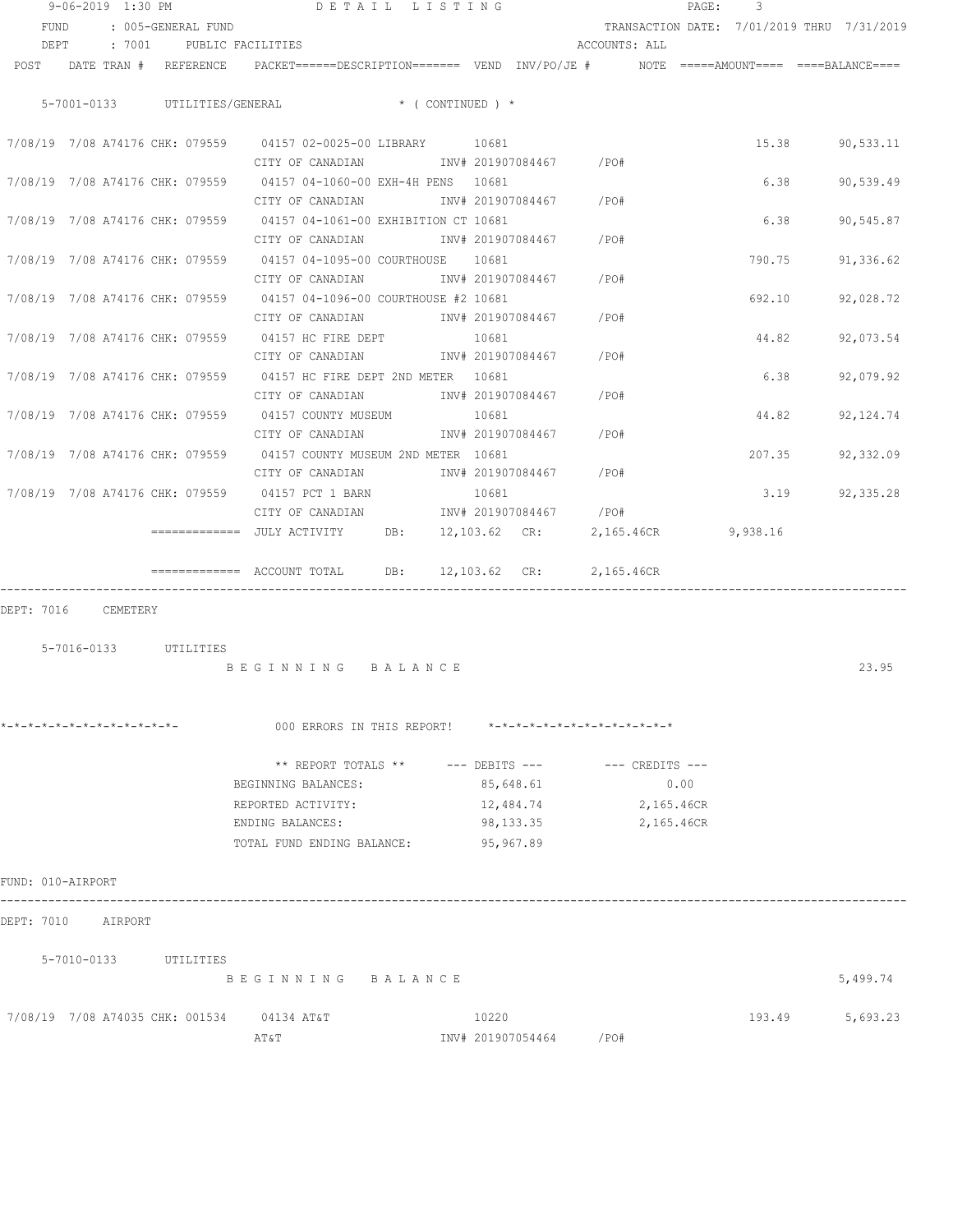9-06-2019 1:30 PM DETAIL LISTING

FUND : 005-GENERAL FUND TRANSACTION DATE: 7/01/2019 THRU 7/31/2019
DEPT : 7001 PUBLIC FACILITIES ACCOUNTS: ALL

| POST | DATE | TRAN # | REFERENCE | PACKET======DESCRIPTION======= | VEND | INV/PO/JE # | NOTE | =====AMOUNT==== | ====BALANCE==== |
|---|---|---|---|---|---|---|---|---|---|
| 5-7001-0133 UTILITIES/GENERAL * ( CONTINUED ) * | | | | | | | | | |
| 7/08/19 | 7/08 | A74176 | CHK: 079559 | 04157 02-0025-00 LIBRARY | 10681 | | | 15.38 | 90,533.11 |
| | | | | CITY OF CANADIAN | | INV# 201907084467 | /PO# | | |
| 7/08/19 | 7/08 | A74176 | CHK: 079559 | 04157 04-1060-00 EXH-4H PENS | 10681 | | | 6.38 | 90,539.49 |
| | | | | CITY OF CANADIAN | | INV# 201907084467 | /PO# | | |
| 7/08/19 | 7/08 | A74176 | CHK: 079559 | 04157 04-1061-00 EXHIBITION CT | 10681 | | | 6.38 | 90,545.87 |
| | | | | CITY OF CANADIAN | | INV# 201907084467 | /PO# | | |
| 7/08/19 | 7/08 | A74176 | CHK: 079559 | 04157 04-1095-00 COURTHOUSE | 10681 | | | 790.75 | 91,336.62 |
| | | | | CITY OF CANADIAN | | INV# 201907084467 | /PO# | | |
| 7/08/19 | 7/08 | A74176 | CHK: 079559 | 04157 04-1096-00 COURTHOUSE #2 | 10681 | | | 692.10 | 92,028.72 |
| | | | | CITY OF CANADIAN | | INV# 201907084467 | /PO# | | |
| 7/08/19 | 7/08 | A74176 | CHK: 079559 | 04157 HC FIRE DEPT | 10681 | | | 44.82 | 92,073.54 |
| | | | | CITY OF CANADIAN | | INV# 201907084467 | /PO# | | |
| 7/08/19 | 7/08 | A74176 | CHK: 079559 | 04157 HC FIRE DEPT 2ND METER | 10681 | | | 6.38 | 92,079.92 |
| | | | | CITY OF CANADIAN | | INV# 201907084467 | /PO# | | |
| 7/08/19 | 7/08 | A74176 | CHK: 079559 | 04157 COUNTY MUSEUM | 10681 | | | 44.82 | 92,124.74 |
| | | | | CITY OF CANADIAN | | INV# 201907084467 | /PO# | | |
| 7/08/19 | 7/08 | A74176 | CHK: 079559 | 04157 COUNTY MUSEUM 2ND METER | 10681 | | | 207.35 | 92,332.09 |
| | | | | CITY OF CANADIAN | | INV# 201907084467 | /PO# | | |
| 7/08/19 | 7/08 | A74176 | CHK: 079559 | 04157 PCT 1 BARN | 10681 | | | 3.19 | 92,335.28 |
| | | | | CITY OF CANADIAN | | INV# 201907084467 | /PO# | | |

============= JULY ACTIVITY DB: 12,103.62 CR: 2,165.46CR 9,938.16

============= ACCOUNT TOTAL DB: 12,103.62 CR: 2,165.46CR

DEPT: 7016 CEMETERY

5-7016-0133 UTILITIES

BEGINNING BALANCE 23.95

*-*-*-*-*-*-*-*-*-*-*-*-*- 000 ERRORS IN THIS REPORT! *-*-*-*-*-*-*-*-*-*-*-*-*-*

| ** REPORT TOTALS ** | --- DEBITS --- | --- CREDITS --- |
|---|---|---|
| BEGINNING BALANCES: | 85,648.61 | 0.00 |
| REPORTED ACTIVITY: | 12,484.74 | 2,165.46CR |
| ENDING BALANCES: | 98,133.35 | 2,165.46CR |
| TOTAL FUND ENDING BALANCE: | 95,967.89 | |

FUND: 010-AIRPORT

DEPT: 7010 AIRPORT

5-7010-0133 UTILITIES

BEGINNING BALANCE 5,499.74

| POST | DATE | TRAN # | REFERENCE | PACKET======DESCRIPTION======= | VEND | INV/PO/JE # | NOTE | =====AMOUNT==== | ====BALANCE==== |
|---|---|---|---|---|---|---|---|---|---|
| 7/08/19 | 7/08 | A74035 | CHK: 001534 | 04134 AT&T | 10220 | | | 193.49 | 5,693.23 |
| | | | | AT&T | | INV# 201907054464 | /PO# | | |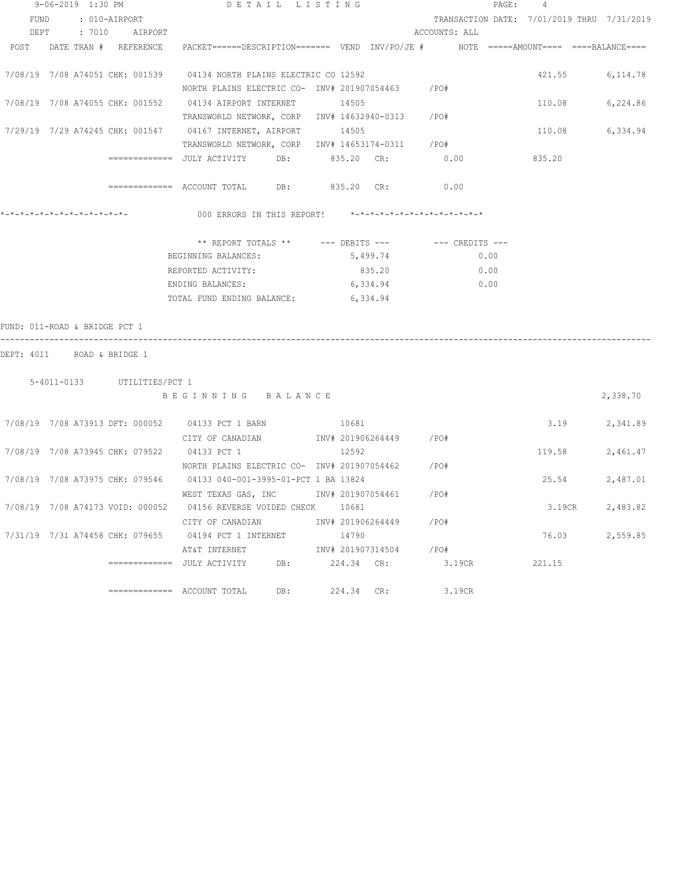9-06-2019 1:30 PM DETAIL LISTING

FUND : 010-AIRPORT TRANSACTION DATE: 7/01/2019 THRU 7/31/2019

DEPT : 7010 AIRPORT ACCOUNTS: ALL

| POST | DATE | TRAN # | REFERENCE | PACKET======DESCRIPTION======= | VEND | INV/PO/JE # | NOTE | =====AMOUNT==== | ====BALANCE==== |
|---|---|---|---|---|---|---|---|---|---|
| 7/08/19 | 7/08 | A74051 | CHK: 001539 | 04134 NORTH PLAINS ELECTRIC CO | 12592 | | | 421.55 | 6,114.78 |
| | | | | NORTH PLAINS ELECTRIC CO- | | INV# 201907054463 | /PO# | | |
| 7/08/19 | 7/08 | A74055 | CHK: 001552 | 04134 AIRPORT INTERNET | 14505 | | | 110.08 | 6,224.86 |
| | | | | TRANSWORLD NETWORK, CORP | | INV# 14632940-0313 | /PO# | | |
| 7/29/19 | 7/29 | A74245 | CHK: 001547 | 04167 INTERNET, AIRPORT | 14505 | | | 110.08 | 6,334.94 |
| | | | | TRANSWORLD NETWORK, CORP | | INV# 14653174-0311 | /PO# | | |

============= JULY ACTIVITY DB: 835.20 CR: 0.00 835.20

============= ACCOUNT TOTAL DB: 835.20 CR: 0.00

*-*-*-*-*-*-*-*-*-*-*-*-*- 000 ERRORS IN THIS REPORT! *-*-*-*-*-*-*-*-*-*-*-*-*-*

| ** REPORT TOTALS ** | --- DEBITS --- | --- CREDITS --- |
|---|---|---|
| BEGINNING BALANCES: | 5,499.74 | 0.00 |
| REPORTED ACTIVITY: | 835.20 | 0.00 |
| ENDING BALANCES: | 6,334.94 | 0.00 |
| TOTAL FUND ENDING BALANCE: | 6,334.94 | |

FUND: 011-ROAD & BRIDGE PCT 1

DEPT: 4011 ROAD & BRIDGE 1

5-4011-0133 UTILITIES/PCT 1

BEGINNING BALANCE 2,338.70

| POST | DATE | TRAN # | REFERENCE | PACKET======DESCRIPTION======= | VEND | INV/PO/JE # | NOTE | =====AMOUNT==== | ====BALANCE==== |
|---|---|---|---|---|---|---|---|---|---|
| 7/08/19 | 7/08 | A73913 | DFT: 000052 | 04133 PCT 1 BARN | 10681 | | | 3.19 | 2,341.89 |
| | | | | CITY OF CANADIAN | | INV# 201906264449 | /PO# | | |
| 7/08/19 | 7/08 | A73945 | CHK: 079522 | 04133 PCT 1 | 12592 | | | 119.58 | 2,461.47 |
| | | | | NORTH PLAINS ELECTRIC CO- | | INV# 201907054462 | /PO# | | |
| 7/08/19 | 7/08 | A73975 | CHK: 079546 | 04133 040-001-3995-01-PCT 1 BA | 13824 | | | 25.54 | 2,487.01 |
| | | | | WEST TEXAS GAS, INC | | INV# 201907054461 | /PO# | | |
| 7/08/19 | 7/08 | A74173 | VOID: 000052 | 04156 REVERSE VOIDED CHECK | 10681 | | | 3.19CR | 2,483.82 |
| | | | | CITY OF CANADIAN | | INV# 201906264449 | /PO# | | |
| 7/31/19 | 7/31 | A74458 | CHK: 079655 | 04194 PCT 1 INTERNET | 14790 | | | 76.03 | 2,559.85 |
| | | | | AT&T INTERNET | | INV# 201907314504 | /PO# | | |

============= JULY ACTIVITY DB: 224.34 CR: 3.19CR 221.15

============= ACCOUNT TOTAL DB: 224.34 CR: 3.19CR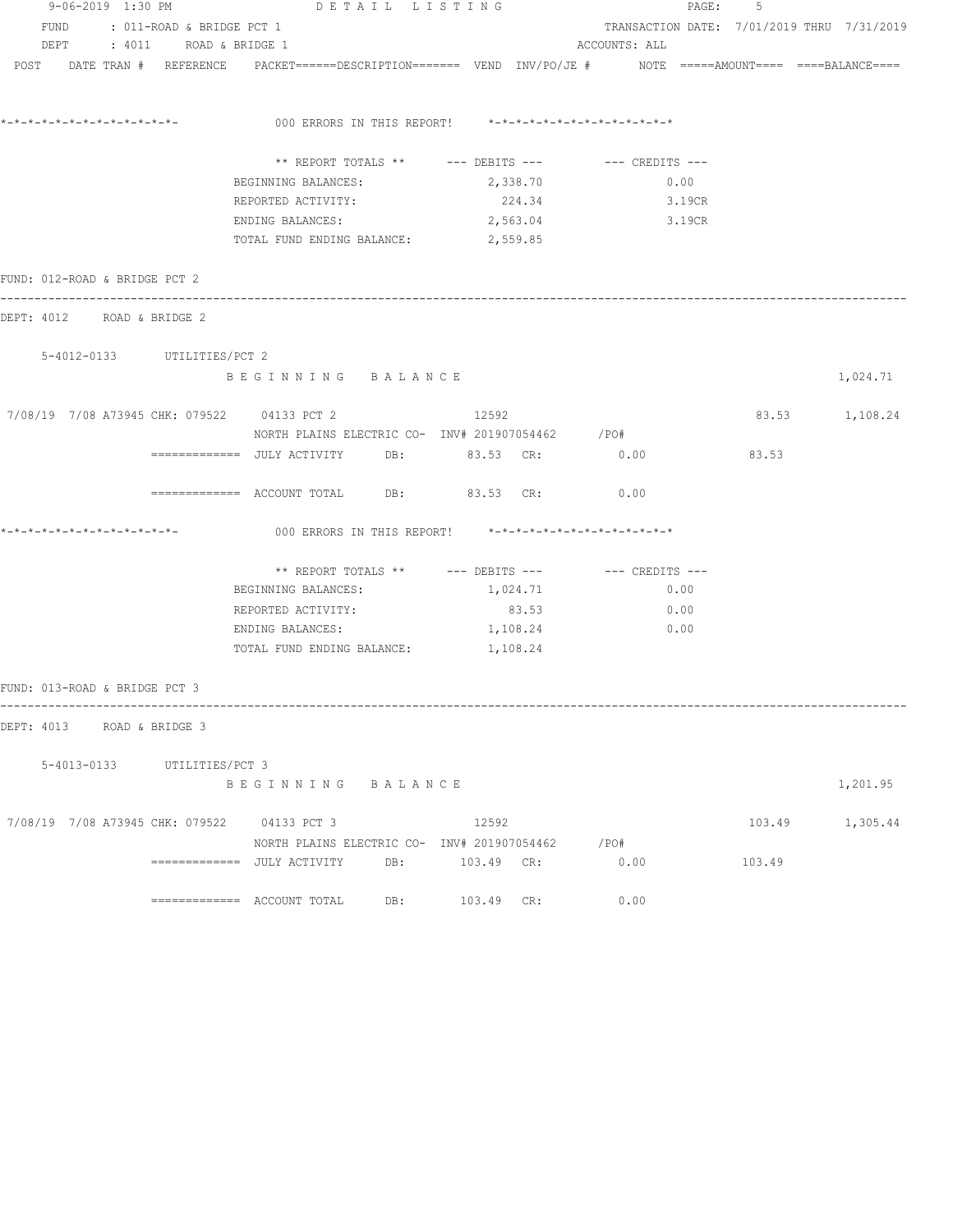FUND : 011-ROAD & BRIDGE PCT 1
DEPT : 4011 ROAD & BRIDGE 1

TRANSACTION DATE: 7/01/2019 THRU 7/31/2019
ACCOUNTS: ALL

POST DATE TRAN # REFERENCE PACKET======DESCRIPTION======= VEND INV/PO/JE # NOTE =====AMOUNT==== ====BALANCE====

*-*-*-*-*-*-*-*-*-*-*-*-*-*- 000 ERRORS IN THIS REPORT! *-*-*-*-*-*-*-*-*-*-*-*-*-*

| ** REPORT TOTALS ** | --- DEBITS --- | --- CREDITS --- |
|---|---|---|
| BEGINNING BALANCES: | 2,338.70 | 0.00 |
| REPORTED ACTIVITY: | 224.34 | 3.19CR |
| ENDING BALANCES: | 2,563.04 | 3.19CR |
| TOTAL FUND ENDING BALANCE: | 2,559.85 | |

FUND: 012-ROAD & BRIDGE PCT 2

DEPT: 4012 ROAD & BRIDGE 2

5-4012-0133 UTILITIES/PCT 2

B E G I N N I N G B A L A N C E 1,024.71

7/08/19 7/08 A73945 CHK: 079522 04133 PCT 2 12592 83.53 1,108.24
NORTH PLAINS ELECTRIC CO- INV# 201907054462 /PO#

============= JULY ACTIVITY DB: 83.53 CR: 0.00 83.53

============= ACCOUNT TOTAL DB: 83.53 CR: 0.00

*-*-*-*-*-*-*-*-*-*-*-*-*-*- 000 ERRORS IN THIS REPORT! *-*-*-*-*-*-*-*-*-*-*-*-*-*

| ** REPORT TOTALS ** | --- DEBITS --- | --- CREDITS --- |
|---|---|---|
| BEGINNING BALANCES: | 1,024.71 | 0.00 |
| REPORTED ACTIVITY: | 83.53 | 0.00 |
| ENDING BALANCES: | 1,108.24 | 0.00 |
| TOTAL FUND ENDING BALANCE: | 1,108.24 | |

FUND: 013-ROAD & BRIDGE PCT 3

DEPT: 4013 ROAD & BRIDGE 3

5-4013-0133 UTILITIES/PCT 3

B E G I N N I N G B A L A N C E 1,201.95

7/08/19 7/08 A73945 CHK: 079522 04133 PCT 3 12592 103.49 1,305.44
NORTH PLAINS ELECTRIC CO- INV# 201907054462 /PO#

============= JULY ACTIVITY DB: 103.49 CR: 0.00 103.49

============= ACCOUNT TOTAL DB: 103.49 CR: 0.00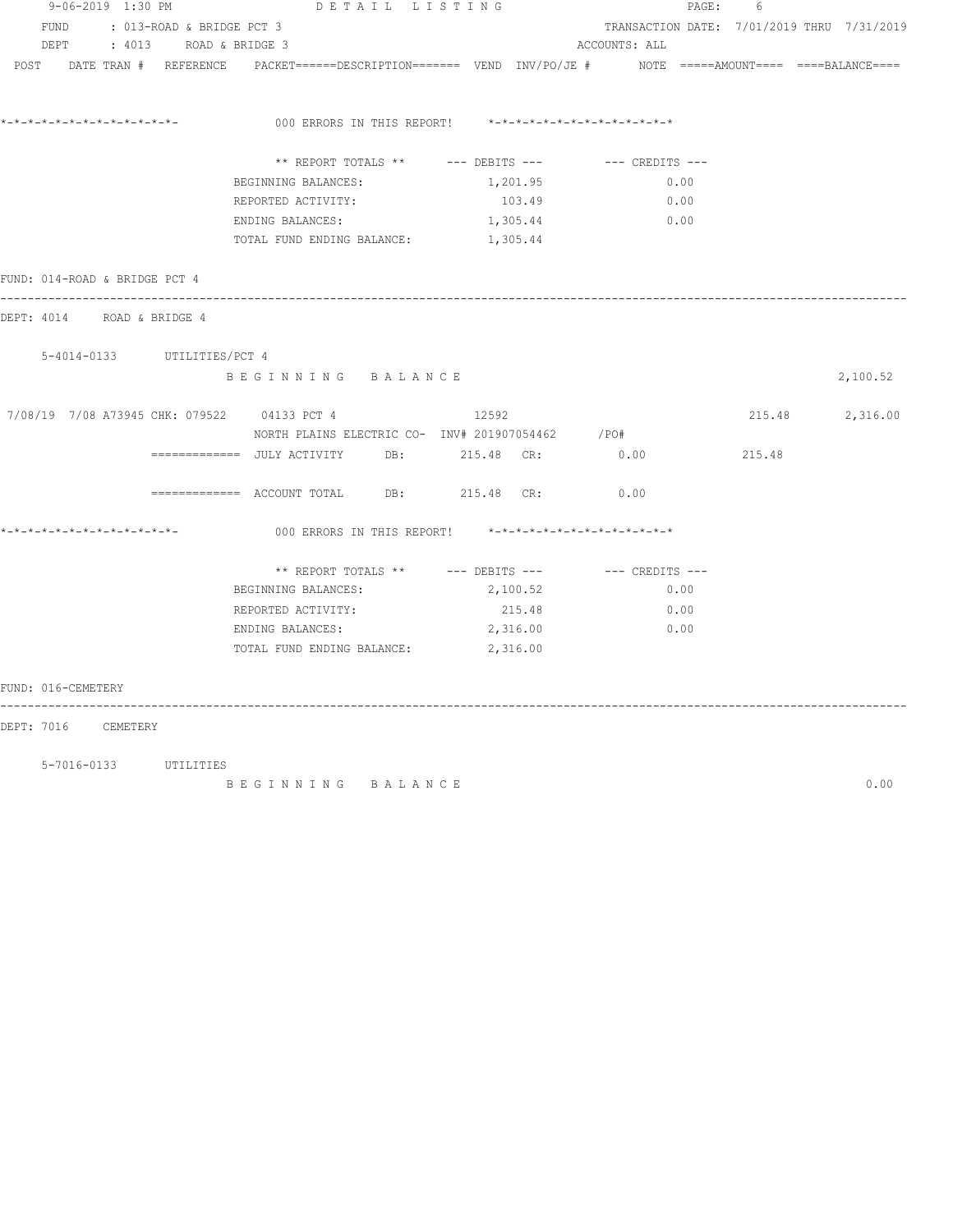POST DATE TRAN # REFERENCE PACKET======DESCRIPTION======= VEND INV/PO/JE # NOTE =====AMOUNT==== ====BALANCE====

*-*-*-*-*-*-*-*-*-*-*-*-*- 000 ERRORS IN THIS REPORT! *-*-*-*-*-*-*-*-*-*-*-*-*-*

| ** REPORT TOTALS ** | --- DEBITS --- | --- CREDITS --- |
|---|---|---|
| BEGINNING BALANCES: | 1,201.95 | 0.00 |
| REPORTED ACTIVITY: | 103.49 | 0.00 |
| ENDING BALANCES: | 1,305.44 | 0.00 |
| TOTAL FUND ENDING BALANCE: | 1,305.44 | |

FUND: 014-ROAD & BRIDGE PCT 4

DEPT: 4014 ROAD & BRIDGE 4

5-4014-0133 UTILITIES/PCT 4

B E G I N N I N G B A L A N C E 2,100.52

7/08/19 7/08 A73945 CHK: 079522 04133 PCT 4 12592 215.48 2,316.00
NORTH PLAINS ELECTRIC CO- INV# 201907054462 /PO#

============= JULY ACTIVITY DB: 215.48 CR: 0.00 215.48

============= ACCOUNT TOTAL DB: 215.48 CR: 0.00

*-*-*-*-*-*-*-*-*-*-*-*-*- 000 ERRORS IN THIS REPORT! *-*-*-*-*-*-*-*-*-*-*-*-*-*

| ** REPORT TOTALS ** | --- DEBITS --- | --- CREDITS --- |
|---|---|---|
| BEGINNING BALANCES: | 2,100.52 | 0.00 |
| REPORTED ACTIVITY: | 215.48 | 0.00 |
| ENDING BALANCES: | 2,316.00 | 0.00 |
| TOTAL FUND ENDING BALANCE: | 2,316.00 | |

FUND: 016-CEMETERY

DEPT: 7016 CEMETERY

5-7016-0133 UTILITIES

B E G I N N I N G B A L A N C E 0.00